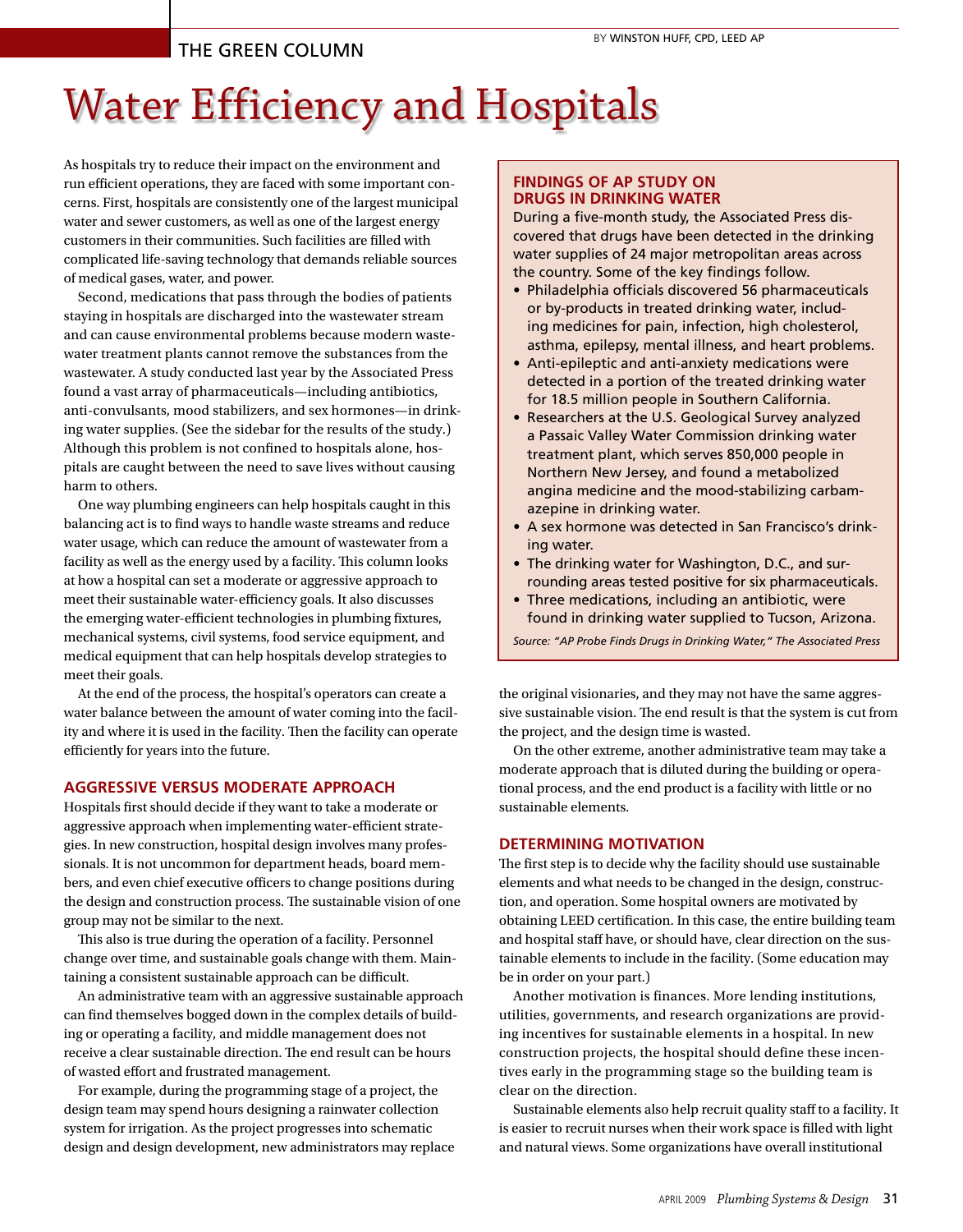THE GREEN COLUMN

BY WINSTON HUFF, CPD, LEED AP

# Water Efficiency and Hospitals

As hospitals try to reduce their impact on the environment and run efficient operations, they are faced with some important concerns. First, hospitals are consistently one of the largest municipal water and sewer customers, as well as one of the largest energy customers in their communities. Such facilities are filled with complicated life-saving technology that demands reliable sources of medical gases, water, and power.

Second, medications that pass through the bodies of patients staying in hospitals are discharged into the wastewater stream and can cause environmental problems because modern wastewater treatment plants cannot remove the substances from the wastewater. A study conducted last year by the Associated Press found a vast array of pharmaceuticals—including antibiotics, anti-convulsants, mood stabilizers, and sex hormones—in drinking water supplies. (See the sidebar for the results of the study.) Although this problem is not confined to hospitals alone, hospitals are caught between the need to save lives without causing harm to others.

One way plumbing engineers can help hospitals caught in this balancing act is to find ways to handle waste streams and reduce water usage, which can reduce the amount of wastewater from a facility as well as the energy used by a facility. This column looks at how a hospital can set a moderate or aggressive approach to meet their sustainable water-efficiency goals. It also discusses the emerging water-efficient technologies in plumbing fixtures, mechanical systems, civil systems, food service equipment, and medical equipment that can help hospitals develop strategies to meet their goals.

At the end of the process, the hospital's operators can create a water balance between the amount of water coming into the facility and where it is used in the facility. Then the facility can operate efficiently for years into the future.

## AGGRESSIVE VERSUS MODERATE APPROACH

Hospitals first should decide if they want to take a moderate or aggressive approach when implementing water-efficient strategies. In new construction, hospital design involves many professionals. It is not uncommon for department heads, board members, and even chief executive officers to change positions during the design and construction process. The sustainable vision of one group may not be similar to the next.

This also is true during the operation of a facility. Personnel change over time, and sustainable goals change with them. Maintaining a consistent sustainable approach can be difficult.

An administrative team with an aggressive sustainable approach can find themselves bogged down in the complex details of building or operating a facility, and middle management does not receive a clear sustainable direction. The end result can be hours of wasted effort and frustrated management.

For example, during the programming stage of a project, the design team may spend hours designing a rainwater collection system for irrigation. As the project progresses into schematic design and design development, new administrators may replace the original visionaries, and they may not have the same aggressive sustainable vision. The end result is that the system is cut from the project, and the design time is wasted.

On the other extreme, another administrative team may take a moderate approach that is diluted during the building or operational process, and the end product is a facility with little or no sustainable elements.

> **FINDINGS OF AP STUDY ON DRUGS IN DRINKING WATER**
>
> During a five-month study, the Associated Press discovered that drugs have been detected in the drinking water supplies of 24 major metropolitan areas across the country. Some of the key findings follow.
>
> - Philadelphia officials discovered 56 pharmaceuticals or by-products in treated drinking water, including medicines for pain, infection, high cholesterol, asthma, epilepsy, mental illness, and heart problems.
> - Anti-epileptic and anti-anxiety medications were detected in a portion of the treated drinking water for 18.5 million people in Southern California.
> - Researchers at the U.S. Geological Survey analyzed a Passaic Valley Water Commission drinking water treatment plant, which serves 850,000 people in Northern New Jersey, and found a metabolized angina medicine and the mood-stabilizing carbamazepine in drinking water.
> - A sex hormone was detected in San Francisco's drinking water.
> - The drinking water for Washington, D.C., and surrounding areas tested positive for six pharmaceuticals.
> - Three medications, including an antibiotic, were found in drinking water supplied to Tucson, Arizona.
>
> *Source: "AP Probe Finds Drugs in Drinking Water," The Associated Press*

## DETERMINING MOTIVATION

The first step is to decide why the facility should use sustainable elements and what needs to be changed in the design, construction, and operation. Some hospital owners are motivated by obtaining LEED certification. In this case, the entire building team and hospital staff have, or should have, clear direction on the sustainable elements to include in the facility. (Some education may be in order on your part.)

Another motivation is finances. More lending institutions, utilities, governments, and research organizations are providing incentives for sustainable elements in a hospital. In new construction projects, the hospital should define these incentives early in the programming stage so the building team is clear on the direction.

Sustainable elements also help recruit quality staff to a facility. It is easier to recruit nurses when their work space is filled with light and natural views. Some organizations have overall institutional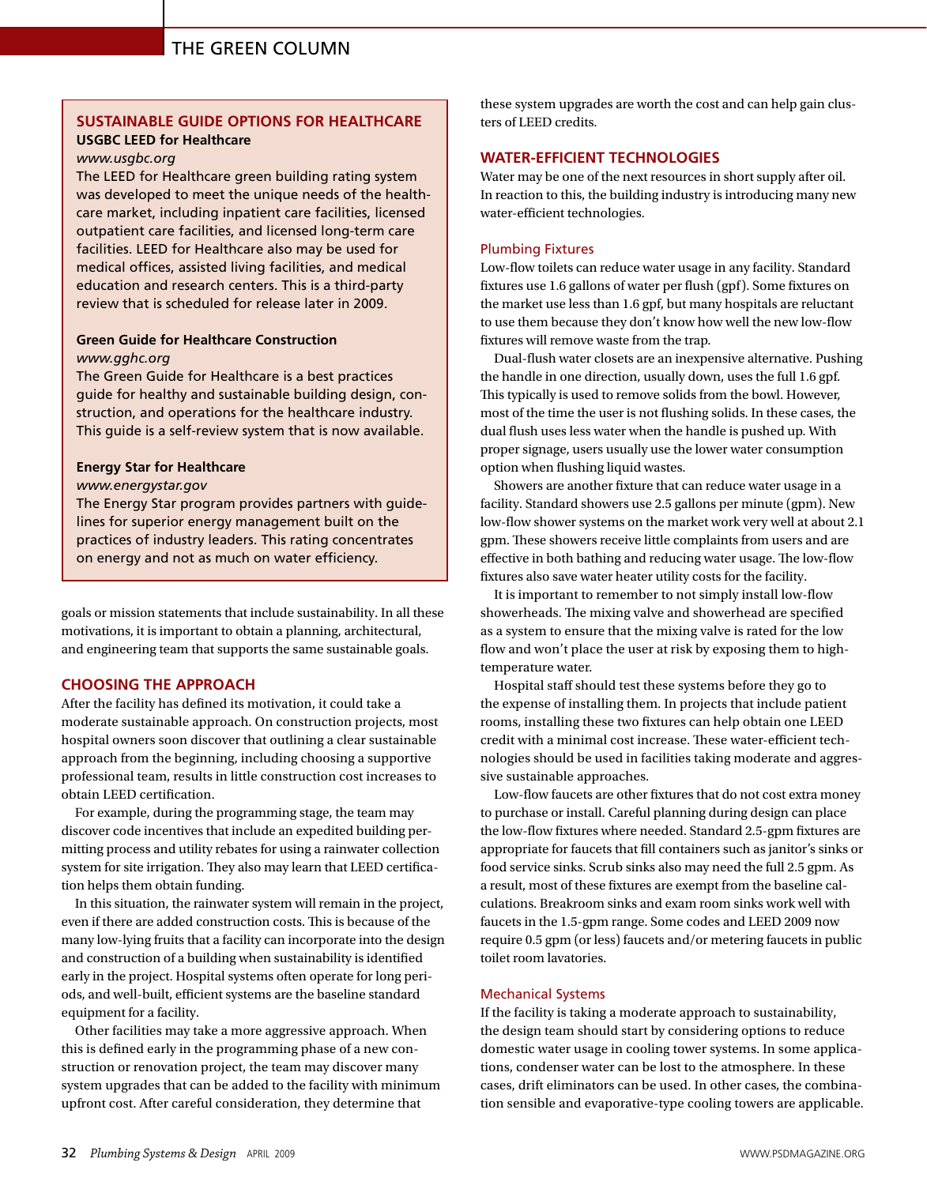## SUSTAINABLE GUIDE OPTIONS FOR HEALTHCARE

**USGBC LEED for Healthcare**

*www.usgbc.org*

The LEED for Healthcare green building rating system was developed to meet the unique needs of the healthcare market, including inpatient care facilities, licensed outpatient care facilities, and licensed long-term care facilities. LEED for Healthcare also may be used for medical offices, assisted living facilities, and medical education and research centers. This is a third-party review that is scheduled for release later in 2009.

**Green Guide for Healthcare Construction**

*www.gghc.org*

The Green Guide for Healthcare is a best practices guide for healthy and sustainable building design, construction, and operations for the healthcare industry. This guide is a self-review system that is now available.

**Energy Star for Healthcare**

*www.energystar.gov*

The Energy Star program provides partners with guidelines for superior energy management built on the practices of industry leaders. This rating concentrates on energy and not as much on water efficiency.

goals or mission statements that include sustainability. In all these motivations, it is important to obtain a planning, architectural, and engineering team that supports the same sustainable goals.

## CHOOSING THE APPROACH

After the facility has defined its motivation, it could take a moderate sustainable approach. On construction projects, most hospital owners soon discover that outlining a clear sustainable approach from the beginning, including choosing a supportive professional team, results in little construction cost increases to obtain LEED certification.

For example, during the programming stage, the team may discover code incentives that include an expedited building permitting process and utility rebates for using a rainwater collection system for site irrigation. They also may learn that LEED certification helps them obtain funding.

In this situation, the rainwater system will remain in the project, even if there are added construction costs. This is because of the many low-lying fruits that a facility can incorporate into the design and construction of a building when sustainability is identified early in the project. Hospital systems often operate for long periods, and well-built, efficient systems are the baseline standard equipment for a facility.

Other facilities may take a more aggressive approach. When this is defined early in the programming phase of a new construction or renovation project, the team may discover many system upgrades that can be added to the facility with minimum upfront cost. After careful consideration, they determine that these system upgrades are worth the cost and can help gain clusters of LEED credits.

## WATER-EFFICIENT TECHNOLOGIES

Water may be one of the next resources in short supply after oil. In reaction to this, the building industry is introducing many new water-efficient technologies.

### Plumbing Fixtures

Low-flow toilets can reduce water usage in any facility. Standard fixtures use 1.6 gallons of water per flush (gpf). Some fixtures on the market use less than 1.6 gpf, but many hospitals are reluctant to use them because they don't know how well the new low-flow fixtures will remove waste from the trap.

Dual-flush water closets are an inexpensive alternative. Pushing the handle in one direction, usually down, uses the full 1.6 gpf. This typically is used to remove solids from the bowl. However, most of the time the user is not flushing solids. In these cases, the dual flush uses less water when the handle is pushed up. With proper signage, users usually use the lower water consumption option when flushing liquid wastes.

Showers are another fixture that can reduce water usage in a facility. Standard showers use 2.5 gallons per minute (gpm). New low-flow shower systems on the market work very well at about 2.1 gpm. These showers receive little complaints from users and are effective in both bathing and reducing water usage. The low-flow fixtures also save water heater utility costs for the facility.

It is important to remember to not simply install low-flow showerheads. The mixing valve and showerhead are specified as a system to ensure that the mixing valve is rated for the low flow and won't place the user at risk by exposing them to high-temperature water.

Hospital staff should test these systems before they go to the expense of installing them. In projects that include patient rooms, installing these two fixtures can help obtain one LEED credit with a minimal cost increase. These water-efficient technologies should be used in facilities taking moderate and aggressive sustainable approaches.

Low-flow faucets are other fixtures that do not cost extra money to purchase or install. Careful planning during design can place the low-flow fixtures where needed. Standard 2.5-gpm fixtures are appropriate for faucets that fill containers such as janitor's sinks or food service sinks. Scrub sinks also may need the full 2.5 gpm. As a result, most of these fixtures are exempt from the baseline calculations. Breakroom sinks and exam room sinks work well with faucets in the 1.5-gpm range. Some codes and LEED 2009 now require 0.5 gpm (or less) faucets and/or metering faucets in public toilet room lavatories.

### Mechanical Systems

If the facility is taking a moderate approach to sustainability, the design team should start by considering options to reduce domestic water usage in cooling tower systems. In some applications, condenser water can be lost to the atmosphere. In these cases, drift eliminators can be used. In other cases, the combination sensible and evaporative-type cooling towers are applicable.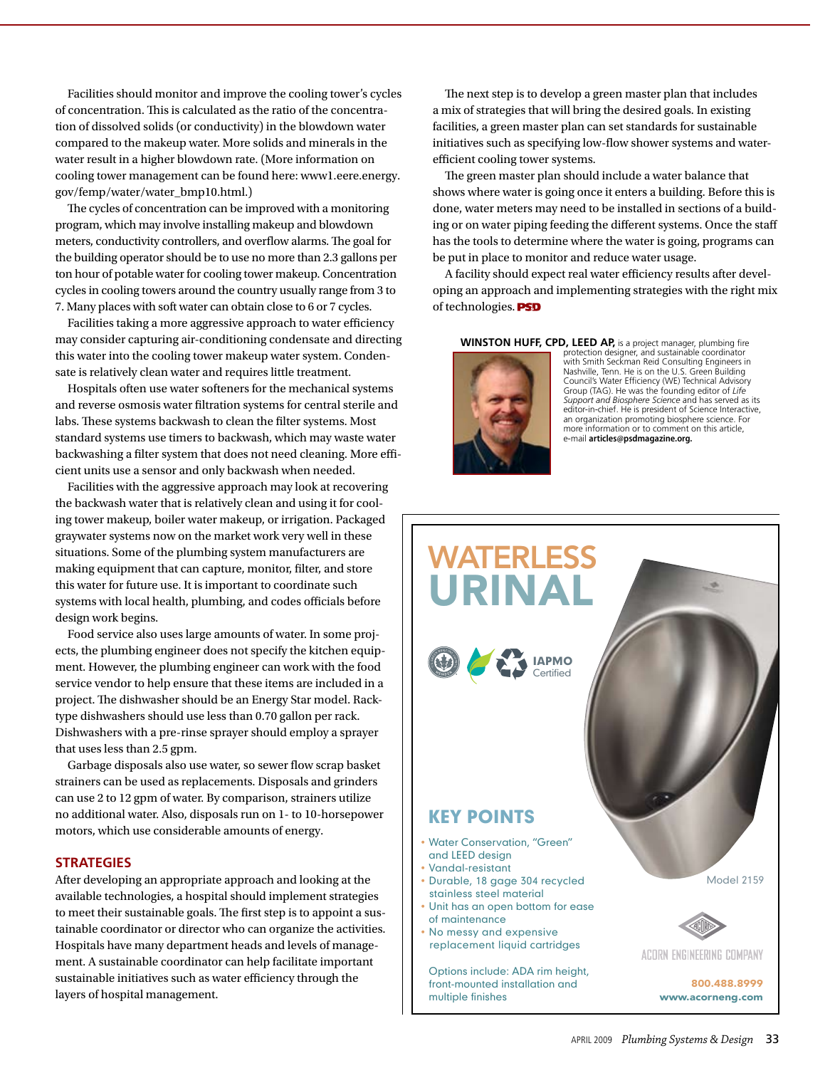Facilities should monitor and improve the cooling tower's cycles of concentration. This is calculated as the ratio of the concentration of dissolved solids (or conductivity) in the blowdown water compared to the makeup water. More solids and minerals in the water result in a higher blowdown rate. (More information on cooling tower management can be found here: www1.eere.energy.gov/femp/water/water_bmp10.html.)

The cycles of concentration can be improved with a monitoring program, which may involve installing makeup and blowdown meters, conductivity controllers, and overflow alarms. The goal for the building operator should be to use no more than 2.3 gallons per ton hour of potable water for cooling tower makeup. Concentration cycles in cooling towers around the country usually range from 3 to 7. Many places with soft water can obtain close to 6 or 7 cycles.

Facilities taking a more aggressive approach to water efficiency may consider capturing air-conditioning condensate and directing this water into the cooling tower makeup water system. Condensate is relatively clean water and requires little treatment.

Hospitals often use water softeners for the mechanical systems and reverse osmosis water filtration systems for central sterile and labs. These systems backwash to clean the filter systems. Most standard systems use timers to backwash, which may waste water backwashing a filter system that does not need cleaning. More efficient units use a sensor and only backwash when needed.

Facilities with the aggressive approach may look at recovering the backwash water that is relatively clean and using it for cooling tower makeup, boiler water makeup, or irrigation. Packaged graywater systems now on the market work very well in these situations. Some of the plumbing system manufacturers are making equipment that can capture, monitor, filter, and store this water for future use. It is important to coordinate such systems with local health, plumbing, and codes officials before design work begins.

Food service also uses large amounts of water. In some projects, the plumbing engineer does not specify the kitchen equipment. However, the plumbing engineer can work with the food service vendor to help ensure that these items are included in a project. The dishwasher should be an Energy Star model. Rack-type dishwashers should use less than 0.70 gallon per rack. Dishwashers with a pre-rinse sprayer should employ a sprayer that uses less than 2.5 gpm.

Garbage disposals also use water, so sewer flow scrap basket strainers can be used as replacements. Disposals and grinders can use 2 to 12 gpm of water. By comparison, strainers utilize no additional water. Also, disposals run on 1- to 10-horsepower motors, which use considerable amounts of energy.

## STRATEGIES

After developing an appropriate approach and looking at the available technologies, a hospital should implement strategies to meet their sustainable goals. The first step is to appoint a sustainable coordinator or director who can organize the activities. Hospitals have many department heads and levels of management. A sustainable coordinator can help facilitate important sustainable initiatives such as water efficiency through the layers of hospital management.

The next step is to develop a green master plan that includes a mix of strategies that will bring the desired goals. In existing facilities, a green master plan can set standards for sustainable initiatives such as specifying low-flow shower systems and water-efficient cooling tower systems.

The green master plan should include a water balance that shows where water is going once it enters a building. Before this is done, water meters may need to be installed in sections of a building or on water piping feeding the different systems. Once the staff has the tools to determine where the water is going, programs can be put in place to monitor and reduce water usage.

A facility should expect real water efficiency results after developing an approach and implementing strategies with the right mix of technologies. **PSD**

**WINSTON HUFF, CPD, LEED AP,** is a project manager, plumbing fire protection designer, and sustainable coordinator with Smith Seckman Reid Consulting Engineers in Nashville, Tenn. He is on the U.S. Green Building Council's Water Efficiency (WE) Technical Advisory Group (TAG). He was the founding editor of *Life Support and Biosphere Science* and has served as its editor-in-chief. He is president of Science Interactive, an organization promoting biosphere science. For more information or to comment on this article, e-mail **articles@psdmagazine.org.**

WATERLESS URINAL

IAPMO Certified

KEY POINTS

- Water Conservation, "Green" and LEED design
- Vandal-resistant
- Durable, 18 gage 304 recycled stainless steel material
- Unit has an open bottom for ease of maintenance
- No messy and expensive replacement liquid cartridges

Options include: ADA rim height, front-mounted installation and multiple finishes

Model 2159

ACORN ENGINEERING COMPANY

800.488.8999

www.acorneng.com